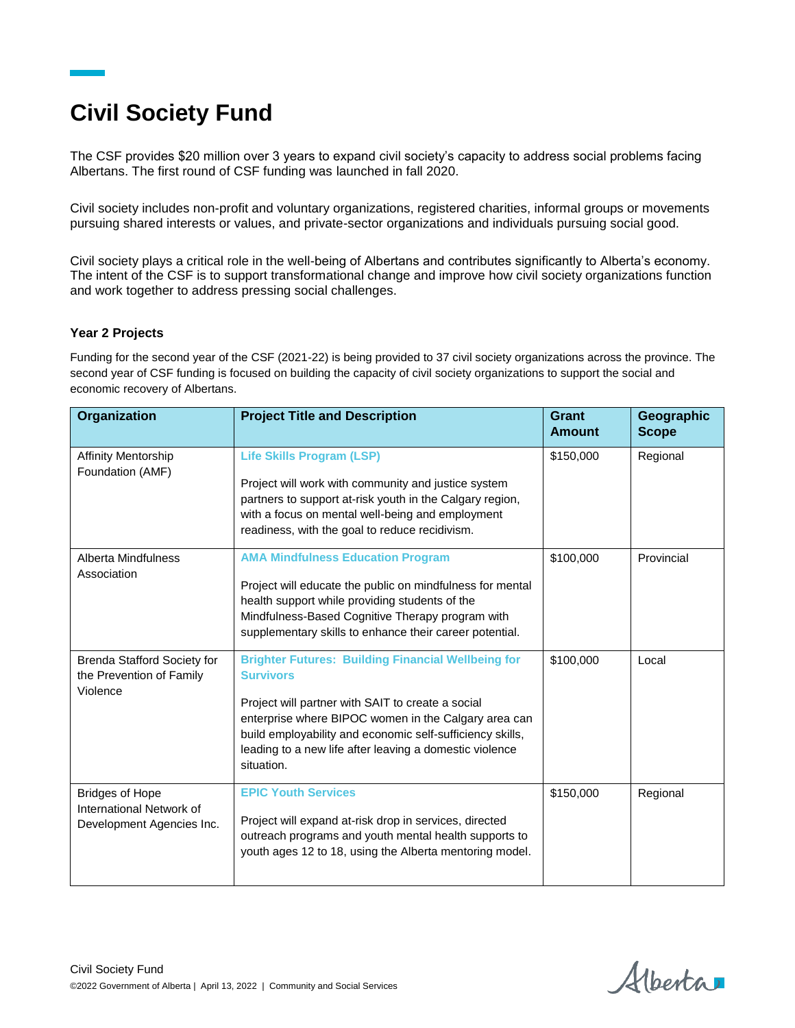# Civil Society Fund

The CSF provides $20 million over 3 years to expand civil society's capacity to address social problems facing Albertans. The first round of CSF funding was launched in fall 2020.

Civil society includes non-profit and voluntary organizations, registered charities, informal groups or movements pursuing shared interests or values, and private-sector organizations and individuals pursuing social good.

Civil society plays a critical role in the well-being of Albertans and contributes significantly to Alberta's economy. The intent of the CSF is to support transformational change and improve how civil society organizations function and work together to address pressing social challenges.

### Year 2 Projects

Funding for the second year of the CSF (2021-22) is being provided to 37 civil society organizations across the province. The second year of CSF funding is focused on building the capacity of civil society organizations to support the social and economic recovery of Albertans.

| Organization | Project Title and Description | Grant Amount | Geographic Scope |
|---|---|---|---|
| Affinity Mentorship Foundation (AMF) | **Life Skills Program (LSP)**<br><br>Project will work with community and justice system partners to support at-risk youth in the Calgary region, with a focus on mental well-being and employment readiness, with the goal to reduce recidivism. | $150,000 | Regional |
| Alberta Mindfulness Association | **AMA Mindfulness Education Program**<br><br>Project will educate the public on mindfulness for mental health support while providing students of the Mindfulness-Based Cognitive Therapy program with supplementary skills to enhance their career potential. | $100,000 | Provincial |
| Brenda Stafford Society for the Prevention of Family Violence | **Brighter Futures: Building Financial Wellbeing for Survivors**<br><br>Project will partner with SAIT to create a social enterprise where BIPOC women in the Calgary area can build employability and economic self-sufficiency skills, leading to a new life after leaving a domestic violence situation. | $100,000 | Local |
| Bridges of Hope International Network of Development Agencies Inc. | **EPIC Youth Services**<br><br>Project will expand at-risk drop in services, directed outreach programs and youth mental health supports to youth ages 12 to 18, using the Alberta mentoring model. | $150,000 | Regional |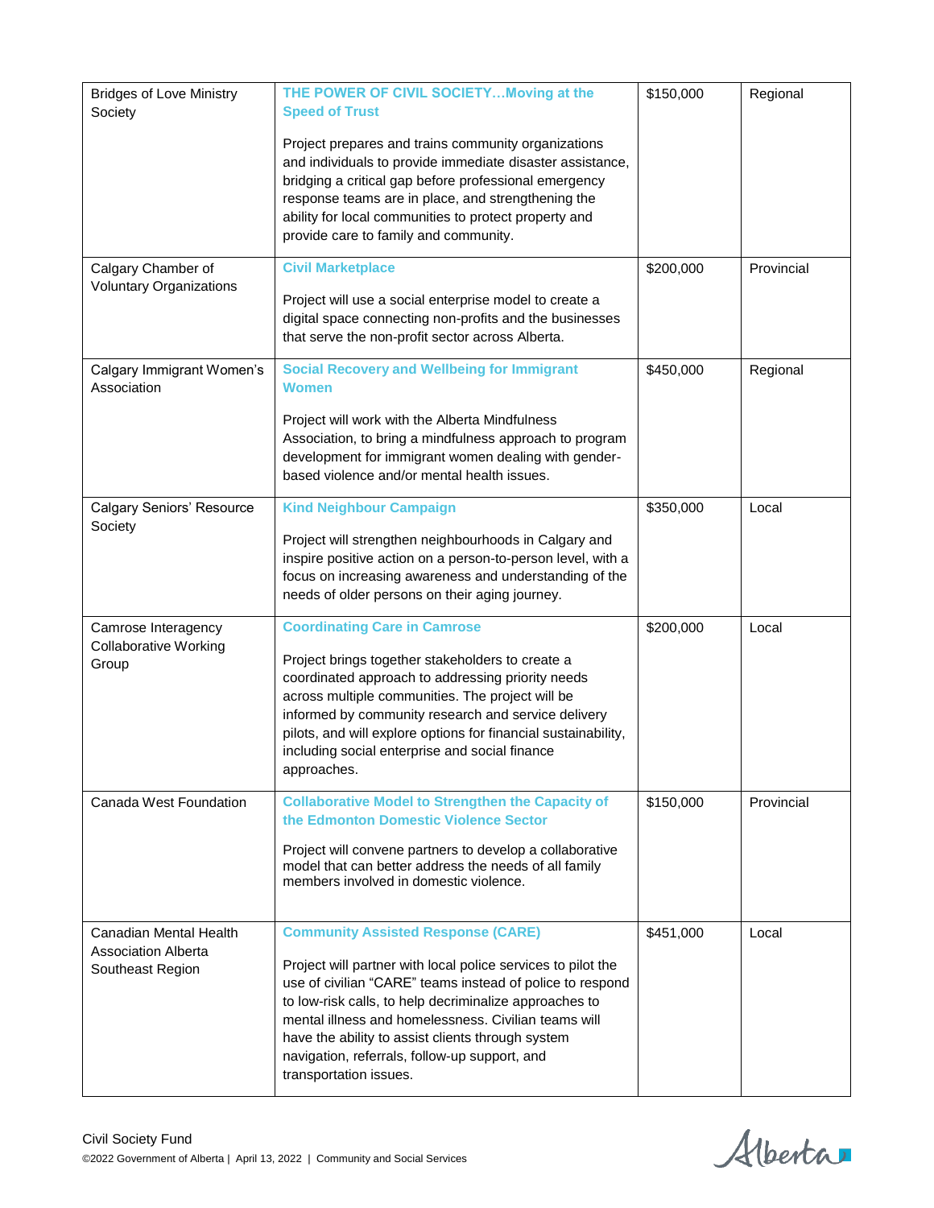| | | | |
|---|---|---|---|
| Bridges of Love Ministry Society | **THE POWER OF CIVIL SOCIETY…Moving at the Speed of Trust**<br><br>Project prepares and trains community organizations and individuals to provide immediate disaster assistance, bridging a critical gap before professional emergency response teams are in place, and strengthening the ability for local communities to protect property and provide care to family and community. | $150,000 | Regional |
| Calgary Chamber of Voluntary Organizations | **Civil Marketplace**<br><br>Project will use a social enterprise model to create a digital space connecting non-profits and the businesses that serve the non-profit sector across Alberta. | $200,000 | Provincial |
| Calgary Immigrant Women's Association | **Social Recovery and Wellbeing for Immigrant Women**<br><br>Project will work with the Alberta Mindfulness Association, to bring a mindfulness approach to program development for immigrant women dealing with gender-based violence and/or mental health issues. | $450,000 | Regional |
| Calgary Seniors' Resource Society | **Kind Neighbour Campaign**<br><br>Project will strengthen neighbourhoods in Calgary and inspire positive action on a person-to-person level, with a focus on increasing awareness and understanding of the needs of older persons on their aging journey. | $350,000 | Local |
| Camrose Interagency Collaborative Working Group | **Coordinating Care in Camrose**<br><br>Project brings together stakeholders to create a coordinated approach to addressing priority needs across multiple communities. The project will be informed by community research and service delivery pilots, and will explore options for financial sustainability, including social enterprise and social finance approaches. | $200,000 | Local |
| Canada West Foundation | **Collaborative Model to Strengthen the Capacity of the Edmonton Domestic Violence Sector**<br><br>Project will convene partners to develop a collaborative model that can better address the needs of all family members involved in domestic violence. | $150,000 | Provincial |
| Canadian Mental Health Association Alberta Southeast Region | **Community Assisted Response (CARE)**<br><br>Project will partner with local police services to pilot the use of civilian "CARE" teams instead of police to respond to low-risk calls, to help decriminalize approaches to mental illness and homelessness. Civilian teams will have the ability to assist clients through system navigation, referrals, follow-up support, and transportation issues. | $451,000 | Local |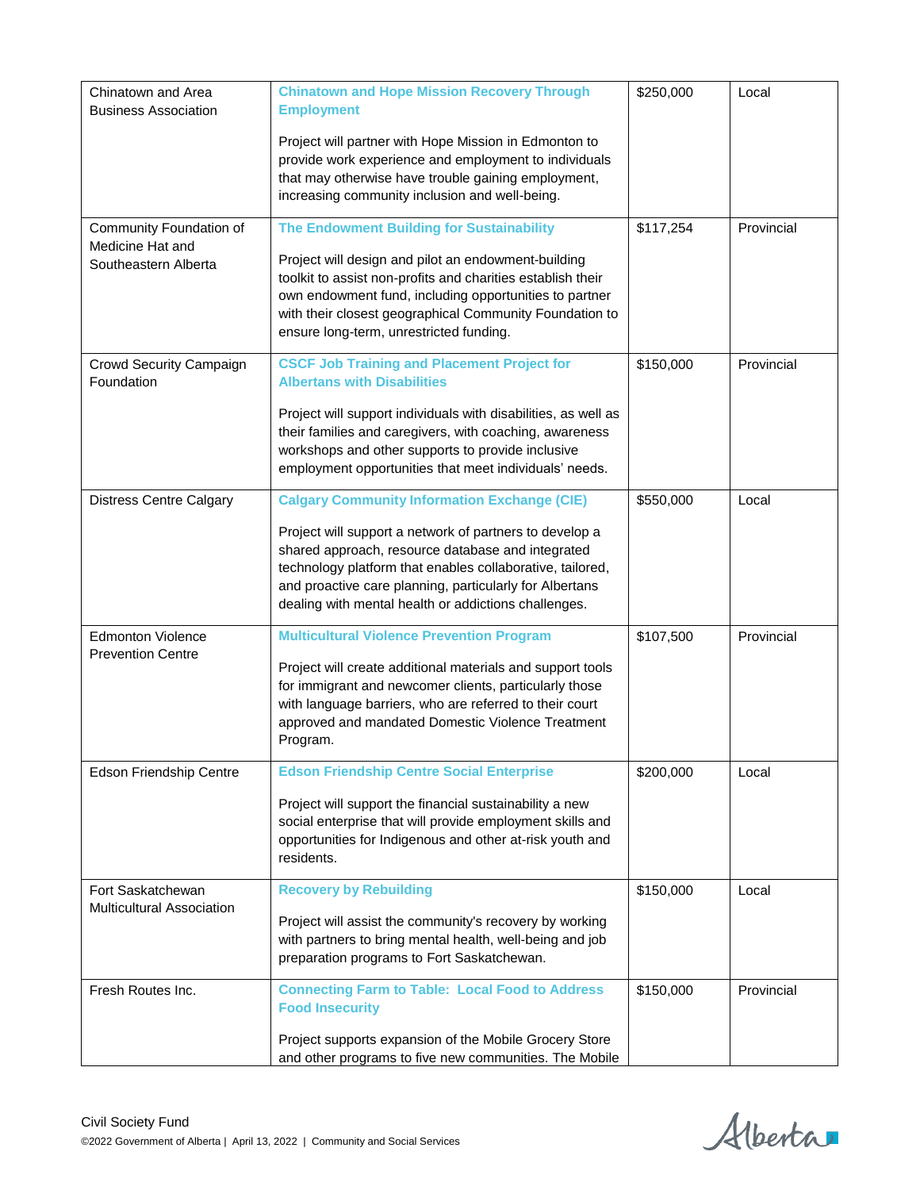| | | | |
|---|---|---|---|
| Chinatown and Area Business Association | **Chinatown and Hope Mission Recovery Through Employment**<br><br>Project will partner with Hope Mission in Edmonton to provide work experience and employment to individuals that may otherwise have trouble gaining employment, increasing community inclusion and well-being. | $250,000 | Local |
| Community Foundation of Medicine Hat and Southeastern Alberta | **The Endowment Building for Sustainability**<br><br>Project will design and pilot an endowment-building toolkit to assist non-profits and charities establish their own endowment fund, including opportunities to partner with their closest geographical Community Foundation to ensure long-term, unrestricted funding. | $117,254 | Provincial |
| Crowd Security Campaign Foundation | **CSCF Job Training and Placement Project for Albertans with Disabilities**<br><br>Project will support individuals with disabilities, as well as their families and caregivers, with coaching, awareness workshops and other supports to provide inclusive employment opportunities that meet individuals' needs. | $150,000 | Provincial |
| Distress Centre Calgary | **Calgary Community Information Exchange (CIE)**<br><br>Project will support a network of partners to develop a shared approach, resource database and integrated technology platform that enables collaborative, tailored, and proactive care planning, particularly for Albertans dealing with mental health or addictions challenges. | $550,000 | Local |
| Edmonton Violence Prevention Centre | **Multicultural Violence Prevention Program**<br><br>Project will create additional materials and support tools for immigrant and newcomer clients, particularly those with language barriers, who are referred to their court approved and mandated Domestic Violence Treatment Program. | $107,500 | Provincial |
| Edson Friendship Centre | **Edson Friendship Centre Social Enterprise**<br><br>Project will support the financial sustainability a new social enterprise that will provide employment skills and opportunities for Indigenous and other at-risk youth and residents. | $200,000 | Local |
| Fort Saskatchewan Multicultural Association | **Recovery by Rebuilding**<br><br>Project will assist the community's recovery by working with partners to bring mental health, well-being and job preparation programs to Fort Saskatchewan. | $150,000 | Local |
| Fresh Routes Inc. | **Connecting Farm to Table: Local Food to Address Food Insecurity**<br><br>Project supports expansion of the Mobile Grocery Store and other programs to five new communities. The Mobile | $150,000 | Provincial |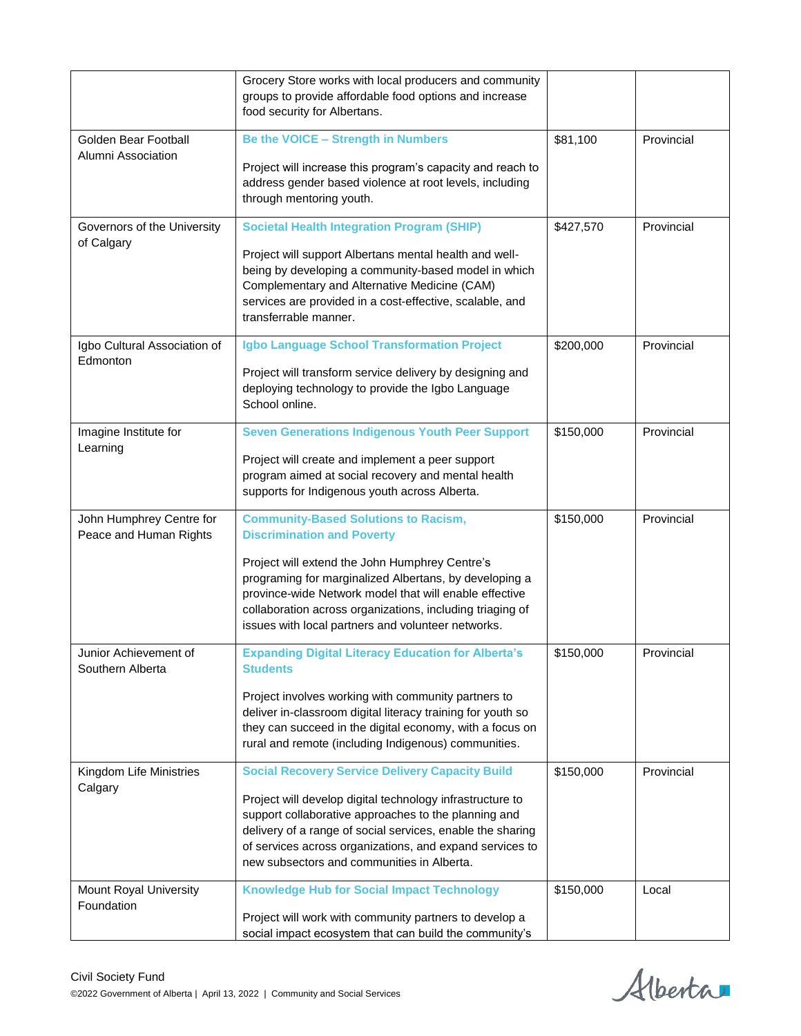| | | | |
|---|---|---|---|
| | Grocery Store works with local producers and community groups to provide affordable food options and increase food security for Albertans. | | |
| Golden Bear Football Alumni Association | **Be the VOICE – Strength in Numbers**<br><br>Project will increase this program's capacity and reach to address gender based violence at root levels, including through mentoring youth. | $81,100 | Provincial |
| Governors of the University of Calgary | **Societal Health Integration Program (SHIP)**<br><br>Project will support Albertans mental health and well-being by developing a community-based model in which Complementary and Alternative Medicine (CAM) services are provided in a cost-effective, scalable, and transferrable manner. | $427,570 | Provincial |
| Igbo Cultural Association of Edmonton | **Igbo Language School Transformation Project**<br><br>Project will transform service delivery by designing and deploying technology to provide the Igbo Language School online. | $200,000 | Provincial |
| Imagine Institute for Learning | **Seven Generations Indigenous Youth Peer Support**<br><br>Project will create and implement a peer support program aimed at social recovery and mental health supports for Indigenous youth across Alberta. | $150,000 | Provincial |
| John Humphrey Centre for Peace and Human Rights | **Community-Based Solutions to Racism, Discrimination and Poverty**<br><br>Project will extend the John Humphrey Centre's programing for marginalized Albertans, by developing a province-wide Network model that will enable effective collaboration across organizations, including triaging of issues with local partners and volunteer networks. | $150,000 | Provincial |
| Junior Achievement of Southern Alberta | **Expanding Digital Literacy Education for Alberta's Students**<br><br>Project involves working with community partners to deliver in-classroom digital literacy training for youth so they can succeed in the digital economy, with a focus on rural and remote (including Indigenous) communities. | $150,000 | Provincial |
| Kingdom Life Ministries Calgary | **Social Recovery Service Delivery Capacity Build**<br><br>Project will develop digital technology infrastructure to support collaborative approaches to the planning and delivery of a range of social services, enable the sharing of services across organizations, and expand services to new subsectors and communities in Alberta. | $150,000 | Provincial |
| Mount Royal University Foundation | **Knowledge Hub for Social Impact Technology**<br><br>Project will work with community partners to develop a social impact ecosystem that can build the community's | $150,000 | Local |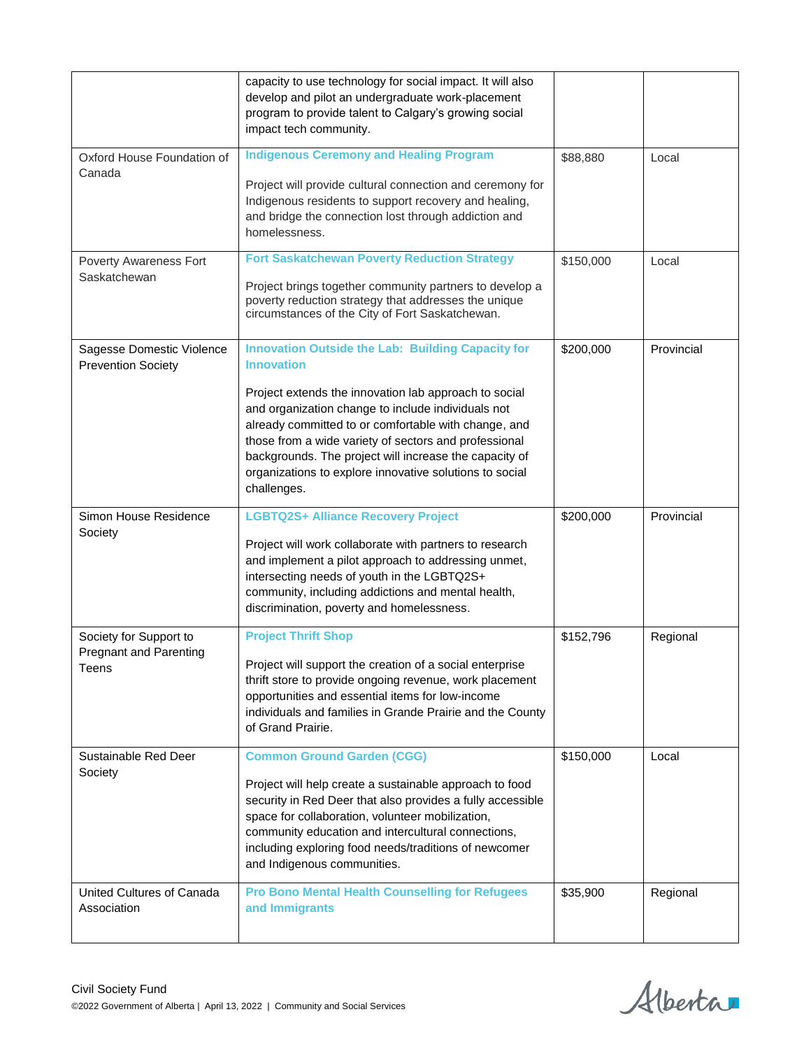|  |  |  |  |
|---|---|---|---|
|  | capacity to use technology for social impact. It will also develop and pilot an undergraduate work-placement program to provide talent to Calgary's growing social impact tech community. |  |  |
| Oxford House Foundation of Canada | **Indigenous Ceremony and Healing Program**<br><br>Project will provide cultural connection and ceremony for Indigenous residents to support recovery and healing, and bridge the connection lost through addiction and homelessness. | $88,880 | Local |
| Poverty Awareness Fort Saskatchewan | **Fort Saskatchewan Poverty Reduction Strategy**<br><br>Project brings together community partners to develop a poverty reduction strategy that addresses the unique circumstances of the City of Fort Saskatchewan. | $150,000 | Local |
| Sagesse Domestic Violence Prevention Society | **Innovation Outside the Lab: Building Capacity for Innovation**<br><br>Project extends the innovation lab approach to social and organization change to include individuals not already committed to or comfortable with change, and those from a wide variety of sectors and professional backgrounds. The project will increase the capacity of organizations to explore innovative solutions to social challenges. | $200,000 | Provincial |
| Simon House Residence Society | **LGBTQ2S+ Alliance Recovery Project**<br><br>Project will work collaborate with partners to research and implement a pilot approach to addressing unmet, intersecting needs of youth in the LGBTQ2S+ community, including addictions and mental health, discrimination, poverty and homelessness. | $200,000 | Provincial |
| Society for Support to Pregnant and Parenting Teens | **Project Thrift Shop**<br><br>Project will support the creation of a social enterprise thrift store to provide ongoing revenue, work placement opportunities and essential items for low-income individuals and families in Grande Prairie and the County of Grand Prairie. | $152,796 | Regional |
| Sustainable Red Deer Society | **Common Ground Garden (CGG)**<br><br>Project will help create a sustainable approach to food security in Red Deer that also provides a fully accessible space for collaboration, volunteer mobilization, community education and intercultural connections, including exploring food needs/traditions of newcomer and Indigenous communities. | $150,000 | Local |
| United Cultures of Canada Association | **Pro Bono Mental Health Counselling for Refugees and Immigrants** | $35,900 | Regional |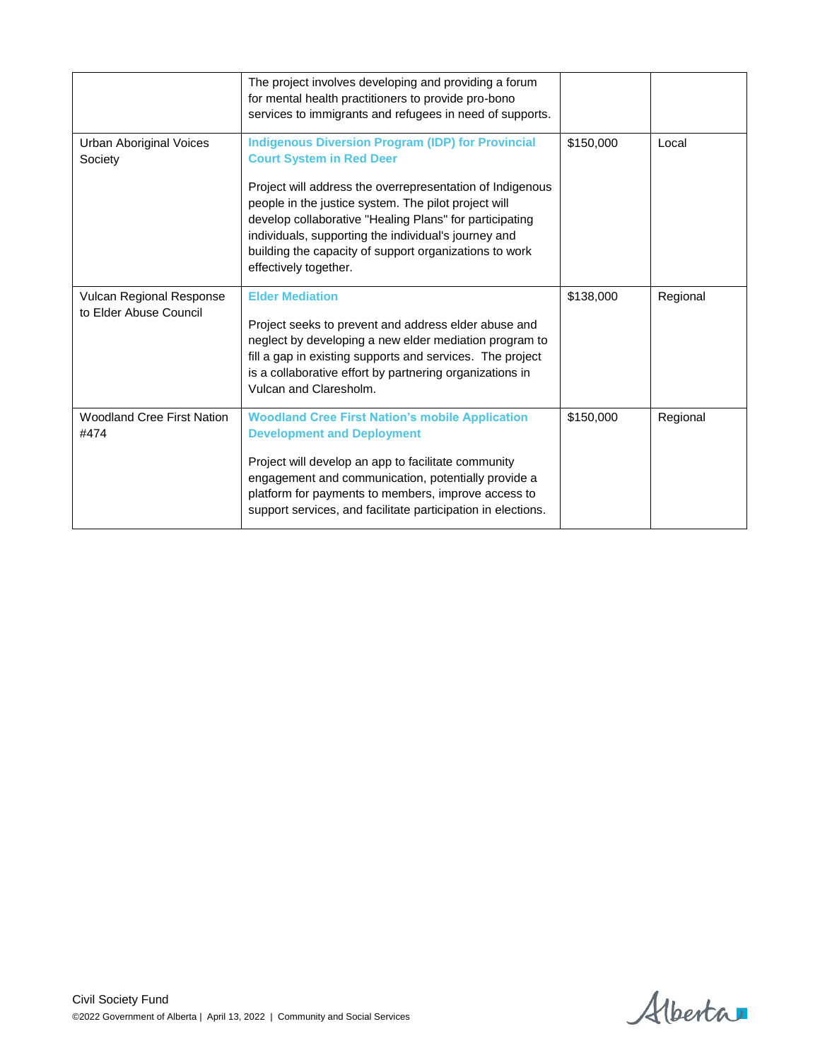| | | | |
|---|---|---|---|
| | The project involves developing and providing a forum for mental health practitioners to provide pro-bono services to immigrants and refugees in need of supports. | | |
| Urban Aboriginal Voices Society | **Indigenous Diversion Program (IDP) for Provincial Court System in Red Deer**<br><br>Project will address the overrepresentation of Indigenous people in the justice system. The pilot project will develop collaborative "Healing Plans" for participating individuals, supporting the individual's journey and building the capacity of support organizations to work effectively together. | $150,000 | Local |
| Vulcan Regional Response to Elder Abuse Council | **Elder Mediation**<br><br>Project seeks to prevent and address elder abuse and neglect by developing a new elder mediation program to fill a gap in existing supports and services. The project is a collaborative effort by partnering organizations in Vulcan and Claresholm. | $138,000 | Regional |
| Woodland Cree First Nation #474 | **Woodland Cree First Nation's mobile Application Development and Deployment**<br><br>Project will develop an app to facilitate community engagement and communication, potentially provide a platform for payments to members, improve access to support services, and facilitate participation in elections. | $150,000 | Regional |